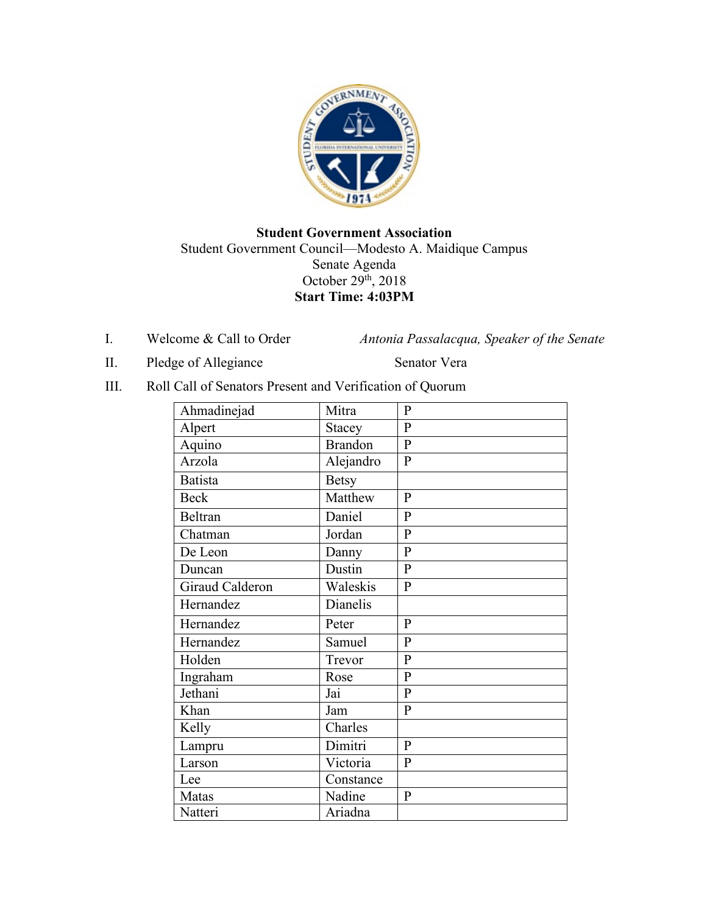**Student Government Association**

Student Government Council—Modesto A. Maidique Campus

Senate Agenda

October 29th, 2018

**Start Time: 4:03PM**

I. Welcome & Call to Order — *Antonia Passalacqua, Speaker of the Senate*

II. Pledge of Allegiance — Senator Vera

III. Roll Call of Senators Present and Verification of Quorum

| | | |
|---|---|---|
| Ahmadinejad | Mitra | P |
| Alpert | Stacey | P |
| Aquino | Brandon | P |
| Arzola | Alejandro | P |
| Batista | Betsy | |
| Beck | Matthew | P |
| Beltran | Daniel | P |
| Chatman | Jordan | P |
| De Leon | Danny | P |
| Duncan | Dustin | P |
| Giraud Calderon | Waleskis | P |
| Hernandez | Dianelis | |
| Hernandez | Peter | P |
| Hernandez | Samuel | P |
| Holden | Trevor | P |
| Ingraham | Rose | P |
| Jethani | Jai | P |
| Khan | Jam | P |
| Kelly | Charles | |
| Lampru | Dimitri | P |
| Larson | Victoria | P |
| Lee | Constance | |
| Matas | Nadine | P |
| Natteri | Ariadna | |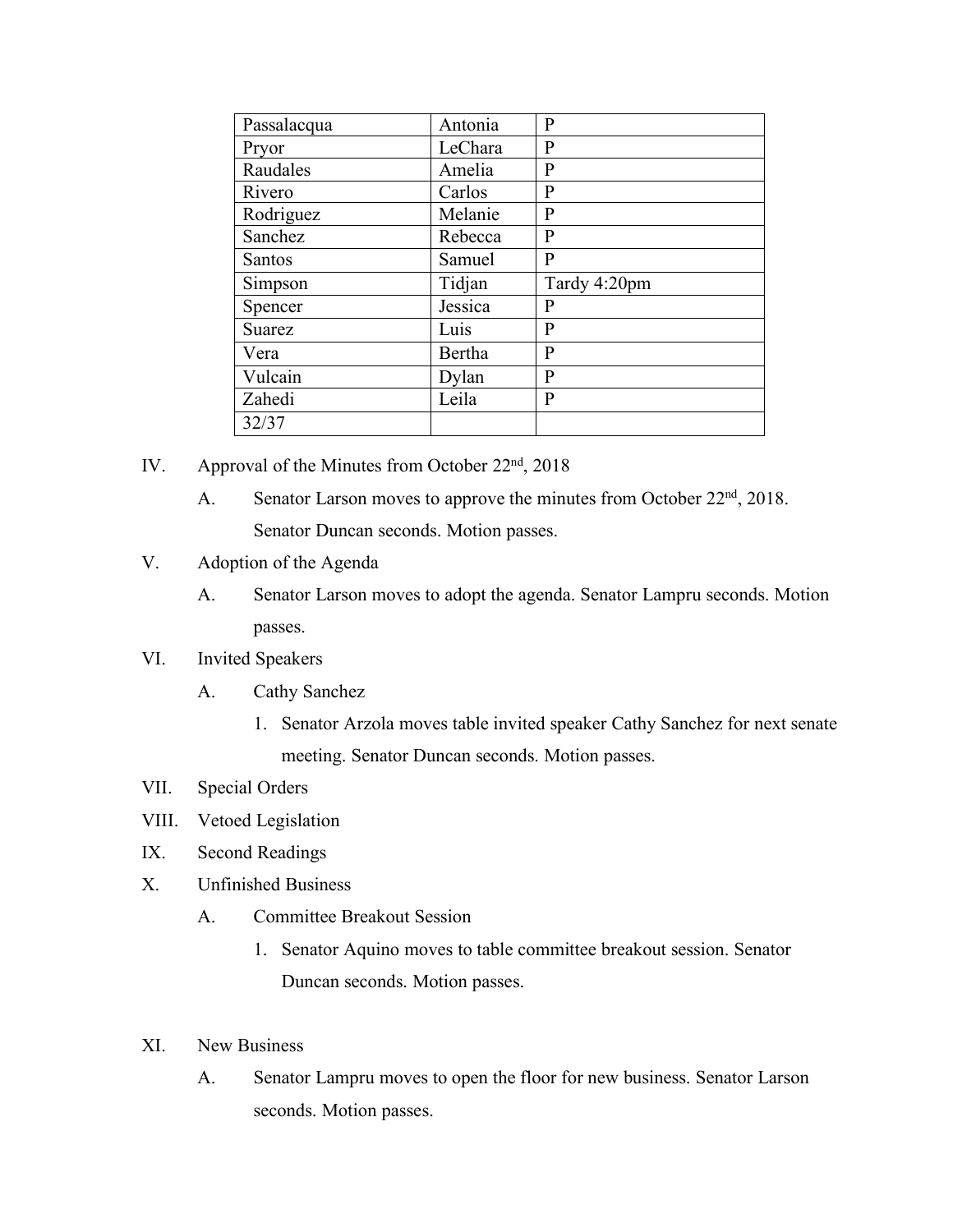| Passalacqua | Antonia | P |
| --- | --- | --- |
| Pryor | LeChara | P |
| Raudales | Amelia | P |
| Rivero | Carlos | P |
| Rodriguez | Melanie | P |
| Sanchez | Rebecca | P |
| Santos | Samuel | P |
| Simpson | Tidjan | Tardy 4:20pm |
| Spencer | Jessica | P |
| Suarez | Luis | P |
| Vera | Bertha | P |
| Vulcain | Dylan | P |
| Zahedi | Leila | P |
| 32/37 | | |

IV. Approval of the Minutes from October 22nd, 2018

A. Senator Larson moves to approve the minutes from October 22nd, 2018. Senator Duncan seconds. Motion passes.

V. Adoption of the Agenda

A. Senator Larson moves to adopt the agenda. Senator Lampru seconds. Motion passes.

VI. Invited Speakers

A. Cathy Sanchez

1. Senator Arzola moves table invited speaker Cathy Sanchez for next senate meeting. Senator Duncan seconds. Motion passes.

VII. Special Orders

VIII. Vetoed Legislation

IX. Second Readings

X. Unfinished Business

A. Committee Breakout Session

1. Senator Aquino moves to table committee breakout session. Senator Duncan seconds. Motion passes.

XI. New Business

A. Senator Lampru moves to open the floor for new business. Senator Larson seconds. Motion passes.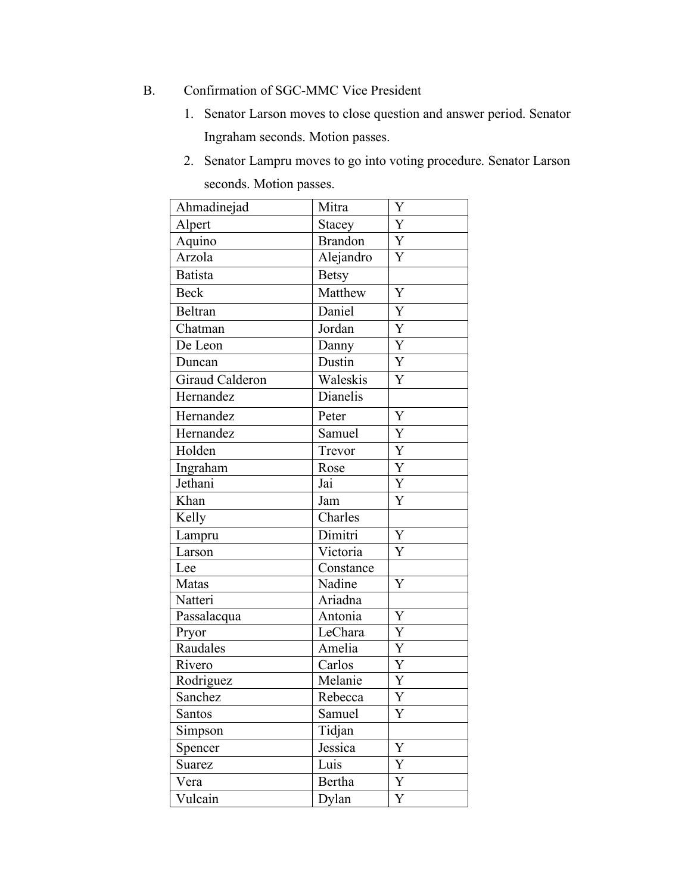B. Confirmation of SGC-MMC Vice President

1. Senator Larson moves to close question and answer period. Senator Ingraham seconds. Motion passes.
2. Senator Lampru moves to go into voting procedure. Senator Larson seconds. Motion passes.

| Ahmadinejad | Mitra | Y |
|---|---|---|
| Alpert | Stacey | Y |
| Aquino | Brandon | Y |
| Arzola | Alejandro | Y |
| Batista | Betsy | |
| Beck | Matthew | Y |
| Beltran | Daniel | Y |
| Chatman | Jordan | Y |
| De Leon | Danny | Y |
| Duncan | Dustin | Y |
| Giraud Calderon | Waleskis | Y |
| Hernandez | Dianelis | |
| Hernandez | Peter | Y |
| Hernandez | Samuel | Y |
| Holden | Trevor | Y |
| Ingraham | Rose | Y |
| Jethani | Jai | Y |
| Khan | Jam | Y |
| Kelly | Charles | |
| Lampru | Dimitri | Y |
| Larson | Victoria | Y |
| Lee | Constance | |
| Matas | Nadine | Y |
| Natteri | Ariadna | |
| Passalacqua | Antonia | Y |
| Pryor | LeChara | Y |
| Raudales | Amelia | Y |
| Rivero | Carlos | Y |
| Rodriguez | Melanie | Y |
| Sanchez | Rebecca | Y |
| Santos | Samuel | Y |
| Simpson | Tidjan | |
| Spencer | Jessica | Y |
| Suarez | Luis | Y |
| Vera | Bertha | Y |
| Vulcain | Dylan | Y |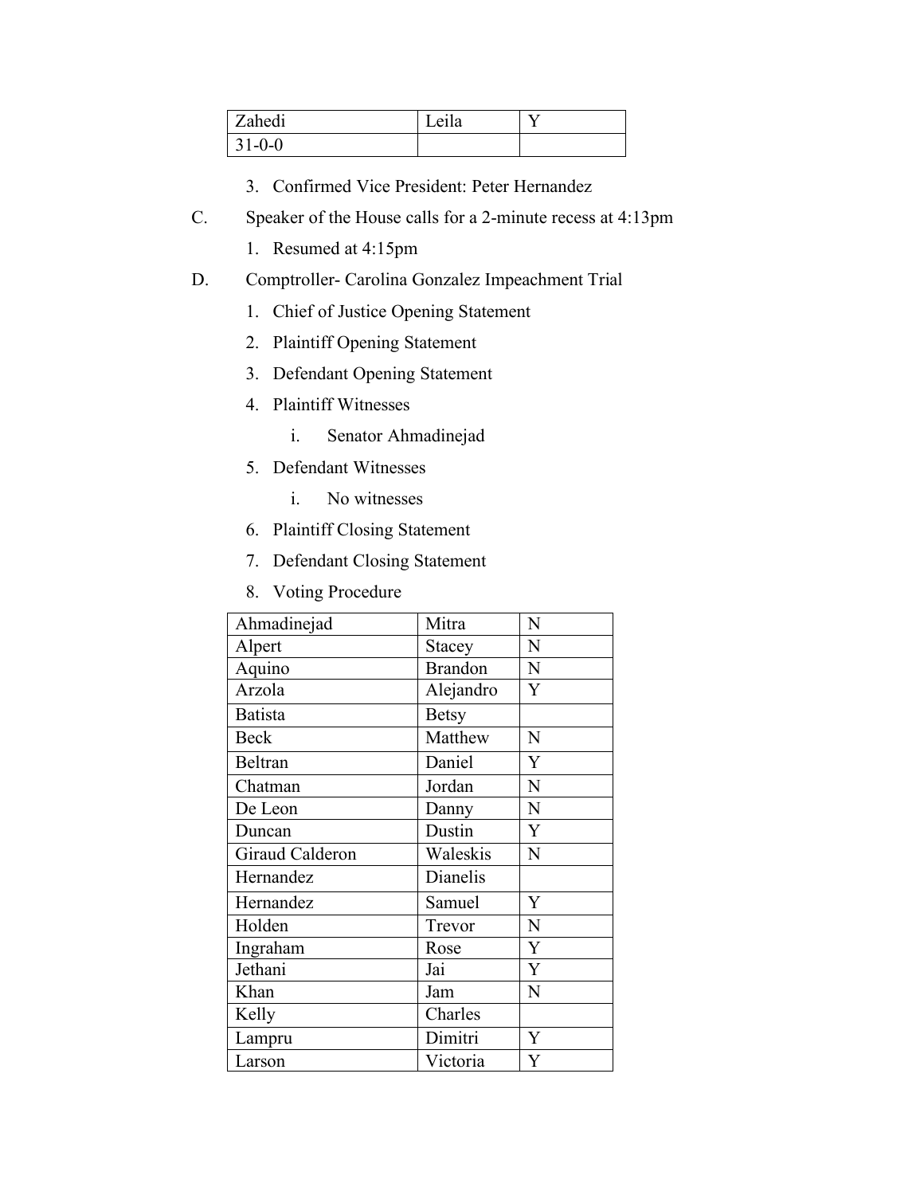| Zahedi | Leila | Y |
|---|---|---|
| 31-0-0 | | |

3. Confirmed Vice President: Peter Hernandez

C. Speaker of the House calls for a 2-minute recess at 4:13pm

1. Resumed at 4:15pm

D. Comptroller- Carolina Gonzalez Impeachment Trial

1. Chief of Justice Opening Statement
2. Plaintiff Opening Statement
3. Defendant Opening Statement
4. Plaintiff Witnesses
   i. Senator Ahmadinejad
5. Defendant Witnesses
   i. No witnesses
6. Plaintiff Closing Statement
7. Defendant Closing Statement
8. Voting Procedure

| Ahmadinejad | Mitra | N |
|---|---|---|
| Alpert | Stacey | N |
| Aquino | Brandon | N |
| Arzola | Alejandro | Y |
| Batista | Betsy | |
| Beck | Matthew | N |
| Beltran | Daniel | Y |
| Chatman | Jordan | N |
| De Leon | Danny | N |
| Duncan | Dustin | Y |
| Giraud Calderon | Waleskis | N |
| Hernandez | Dianelis | |
| Hernandez | Samuel | Y |
| Holden | Trevor | N |
| Ingraham | Rose | Y |
| Jethani | Jai | Y |
| Khan | Jam | N |
| Kelly | Charles | |
| Lampru | Dimitri | Y |
| Larson | Victoria | Y |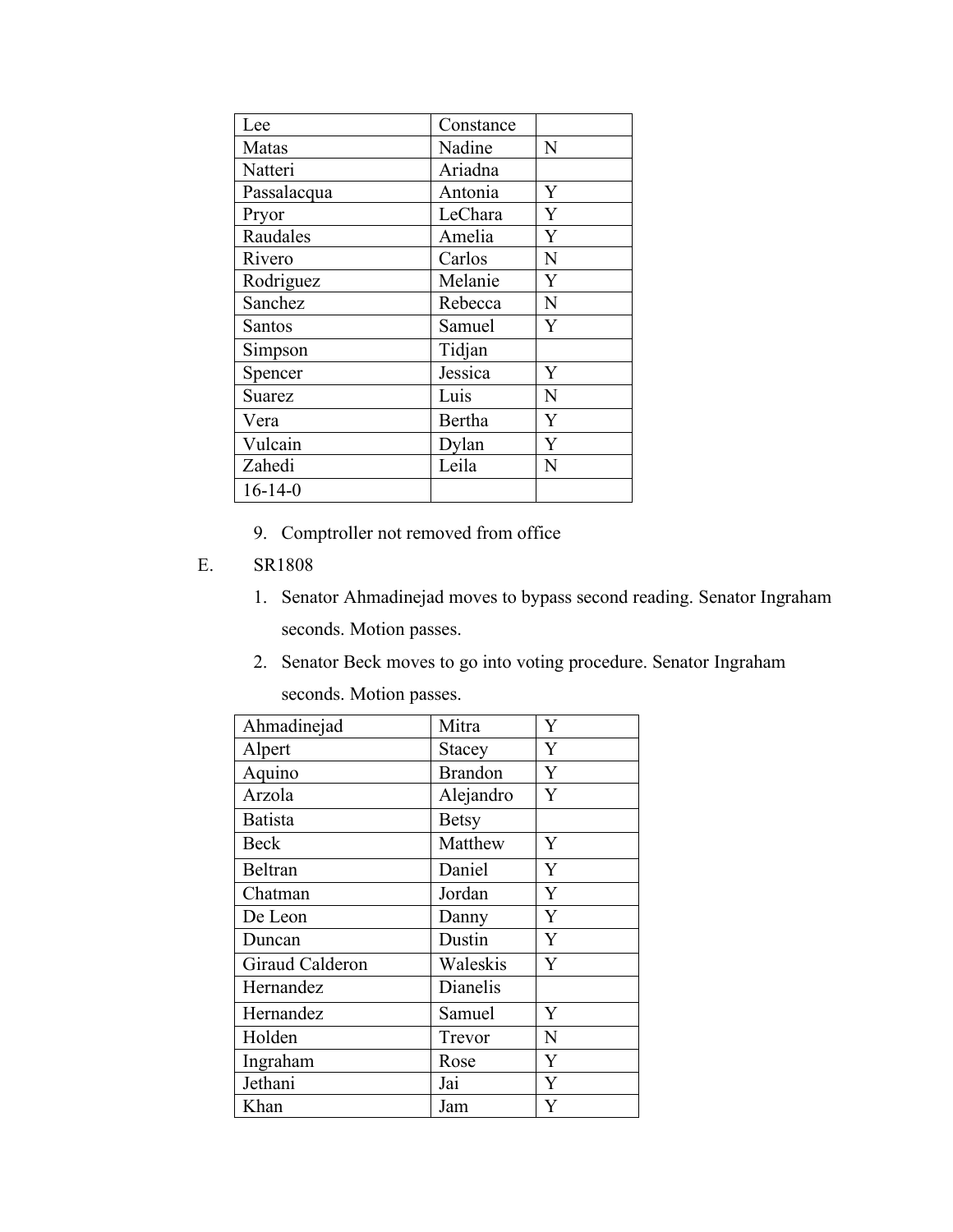| Lee | Constance | |
|---|---|---|
| Matas | Nadine | N |
| Natteri | Ariadna | |
| Passalacqua | Antonia | Y |
| Pryor | LeChara | Y |
| Raudales | Amelia | Y |
| Rivero | Carlos | N |
| Rodriguez | Melanie | Y |
| Sanchez | Rebecca | N |
| Santos | Samuel | Y |
| Simpson | Tidjan | |
| Spencer | Jessica | Y |
| Suarez | Luis | N |
| Vera | Bertha | Y |
| Vulcain | Dylan | Y |
| Zahedi | Leila | N |
| 16-14-0 | | |

9. Comptroller not removed from office

E. SR1808

1. Senator Ahmadinejad moves to bypass second reading. Senator Ingraham seconds. Motion passes.
2. Senator Beck moves to go into voting procedure. Senator Ingraham seconds. Motion passes.

| Ahmadinejad | Mitra | Y |
|---|---|---|
| Alpert | Stacey | Y |
| Aquino | Brandon | Y |
| Arzola | Alejandro | Y |
| Batista | Betsy | |
| Beck | Matthew | Y |
| Beltran | Daniel | Y |
| Chatman | Jordan | Y |
| De Leon | Danny | Y |
| Duncan | Dustin | Y |
| Giraud Calderon | Waleskis | Y |
| Hernandez | Dianelis | |
| Hernandez | Samuel | Y |
| Holden | Trevor | N |
| Ingraham | Rose | Y |
| Jethani | Jai | Y |
| Khan | Jam | Y |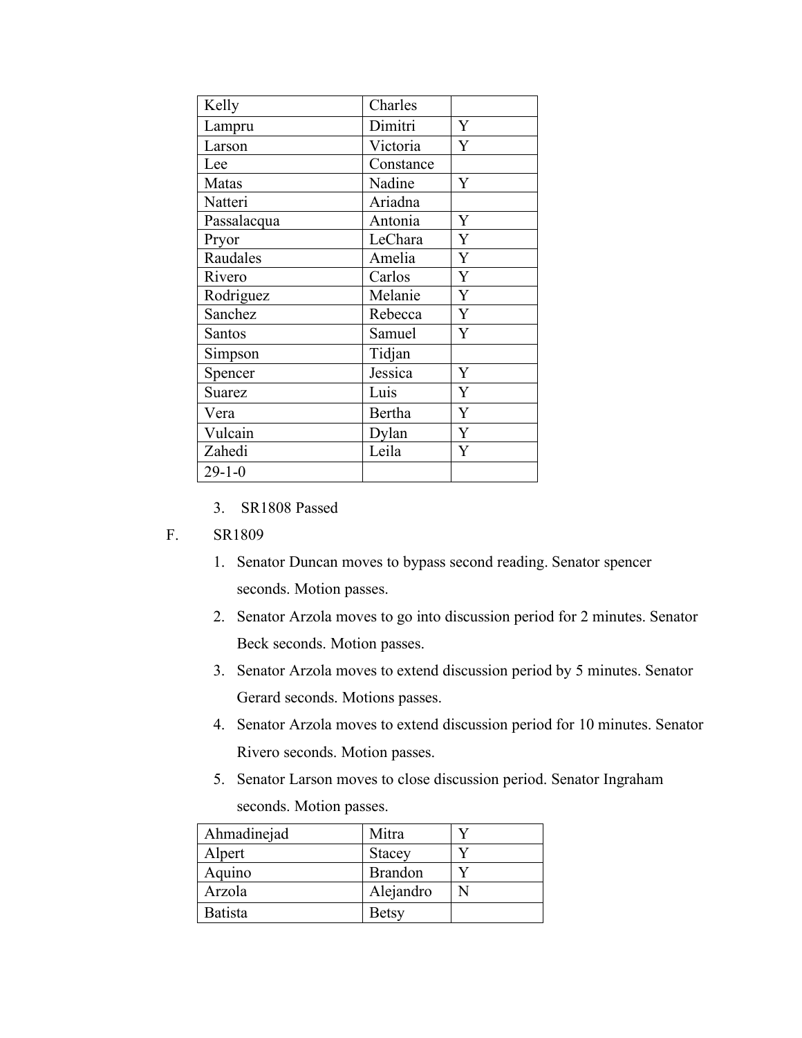| Kelly | Charles | |
|---|---|---|
| Lampru | Dimitri | Y |
| Larson | Victoria | Y |
| Lee | Constance | |
| Matas | Nadine | Y |
| Natteri | Ariadna | |
| Passalacqua | Antonia | Y |
| Pryor | LeChara | Y |
| Raudales | Amelia | Y |
| Rivero | Carlos | Y |
| Rodriguez | Melanie | Y |
| Sanchez | Rebecca | Y |
| Santos | Samuel | Y |
| Simpson | Tidjan | |
| Spencer | Jessica | Y |
| Suarez | Luis | Y |
| Vera | Bertha | Y |
| Vulcain | Dylan | Y |
| Zahedi | Leila | Y |
| 29-1-0 | | |

3. SR1808 Passed

F. SR1809

1. Senator Duncan moves to bypass second reading. Senator spencer seconds. Motion passes.
2. Senator Arzola moves to go into discussion period for 2 minutes. Senator Beck seconds. Motion passes.
3. Senator Arzola moves to extend discussion period by 5 minutes. Senator Gerard seconds. Motions passes.
4. Senator Arzola moves to extend discussion period for 10 minutes. Senator Rivero seconds. Motion passes.
5. Senator Larson moves to close discussion period. Senator Ingraham seconds. Motion passes.

| Ahmadinejad | Mitra | Y |
|---|---|---|
| Alpert | Stacey | Y |
| Aquino | Brandon | Y |
| Arzola | Alejandro | N |
| Batista | Betsy | |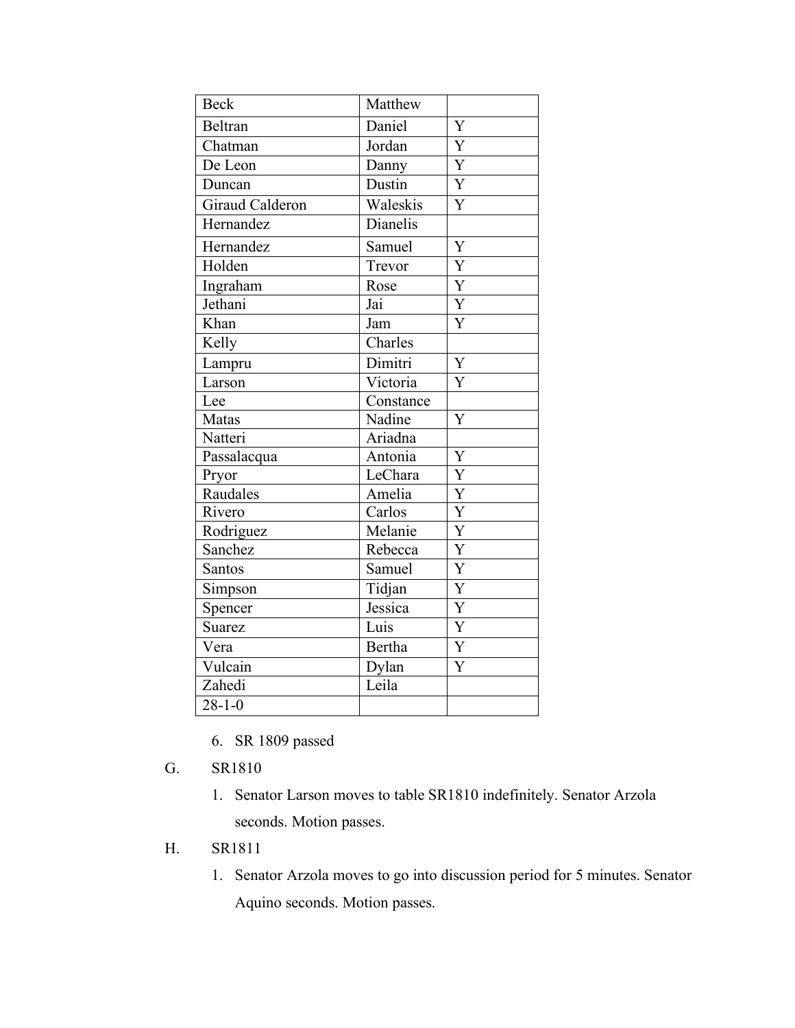| Beck | Matthew | |
|---|---|---|
| Beltran | Daniel | Y |
| Chatman | Jordan | Y |
| De Leon | Danny | Y |
| Duncan | Dustin | Y |
| Giraud Calderon | Waleskis | Y |
| Hernandez | Dianelis | |
| Hernandez | Samuel | Y |
| Holden | Trevor | Y |
| Ingraham | Rose | Y |
| Jethani | Jai | Y |
| Khan | Jam | Y |
| Kelly | Charles | |
| Lampru | Dimitri | Y |
| Larson | Victoria | Y |
| Lee | Constance | |
| Matas | Nadine | Y |
| Natteri | Ariadna | |
| Passalacqua | Antonia | Y |
| Pryor | LeChara | Y |
| Raudales | Amelia | Y |
| Rivero | Carlos | Y |
| Rodriguez | Melanie | Y |
| Sanchez | Rebecca | Y |
| Santos | Samuel | Y |
| Simpson | Tidjan | Y |
| Spencer | Jessica | Y |
| Suarez | Luis | Y |
| Vera | Bertha | Y |
| Vulcain | Dylan | Y |
| Zahedi | Leila | |
| 28-1-0 | | |

6. SR 1809 passed

G. SR1810

1. Senator Larson moves to table SR1810 indefinitely. Senator Arzola seconds. Motion passes.

H. SR1811

1. Senator Arzola moves to go into discussion period for 5 minutes. Senator Aquino seconds. Motion passes.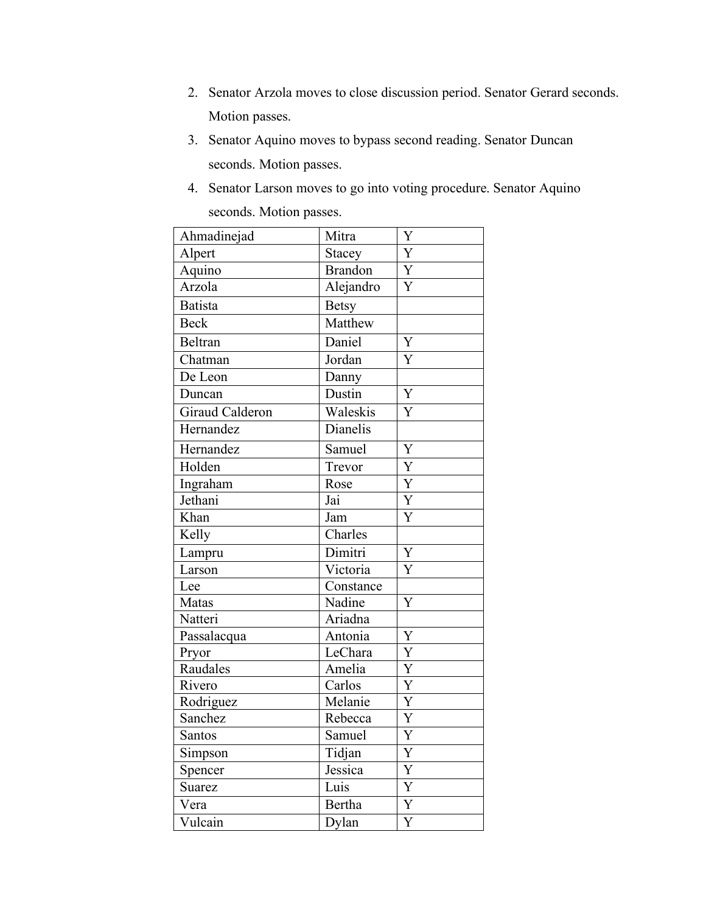2. Senator Arzola moves to close discussion period. Senator Gerard seconds. Motion passes.
3. Senator Aquino moves to bypass second reading. Senator Duncan seconds. Motion passes.
4. Senator Larson moves to go into voting procedure. Senator Aquino seconds. Motion passes.

| | | |
|---|---|---|
| Ahmadinejad | Mitra | Y |
| Alpert | Stacey | Y |
| Aquino | Brandon | Y |
| Arzola | Alejandro | Y |
| Batista | Betsy | |
| Beck | Matthew | |
| Beltran | Daniel | Y |
| Chatman | Jordan | Y |
| De Leon | Danny | |
| Duncan | Dustin | Y |
| Giraud Calderon | Waleskis | Y |
| Hernandez | Dianelis | |
| Hernandez | Samuel | Y |
| Holden | Trevor | Y |
| Ingraham | Rose | Y |
| Jethani | Jai | Y |
| Khan | Jam | Y |
| Kelly | Charles | |
| Lampru | Dimitri | Y |
| Larson | Victoria | Y |
| Lee | Constance | |
| Matas | Nadine | Y |
| Natteri | Ariadna | |
| Passalacqua | Antonia | Y |
| Pryor | LeChara | Y |
| Raudales | Amelia | Y |
| Rivero | Carlos | Y |
| Rodriguez | Melanie | Y |
| Sanchez | Rebecca | Y |
| Santos | Samuel | Y |
| Simpson | Tidjan | Y |
| Spencer | Jessica | Y |
| Suarez | Luis | Y |
| Vera | Bertha | Y |
| Vulcain | Dylan | Y |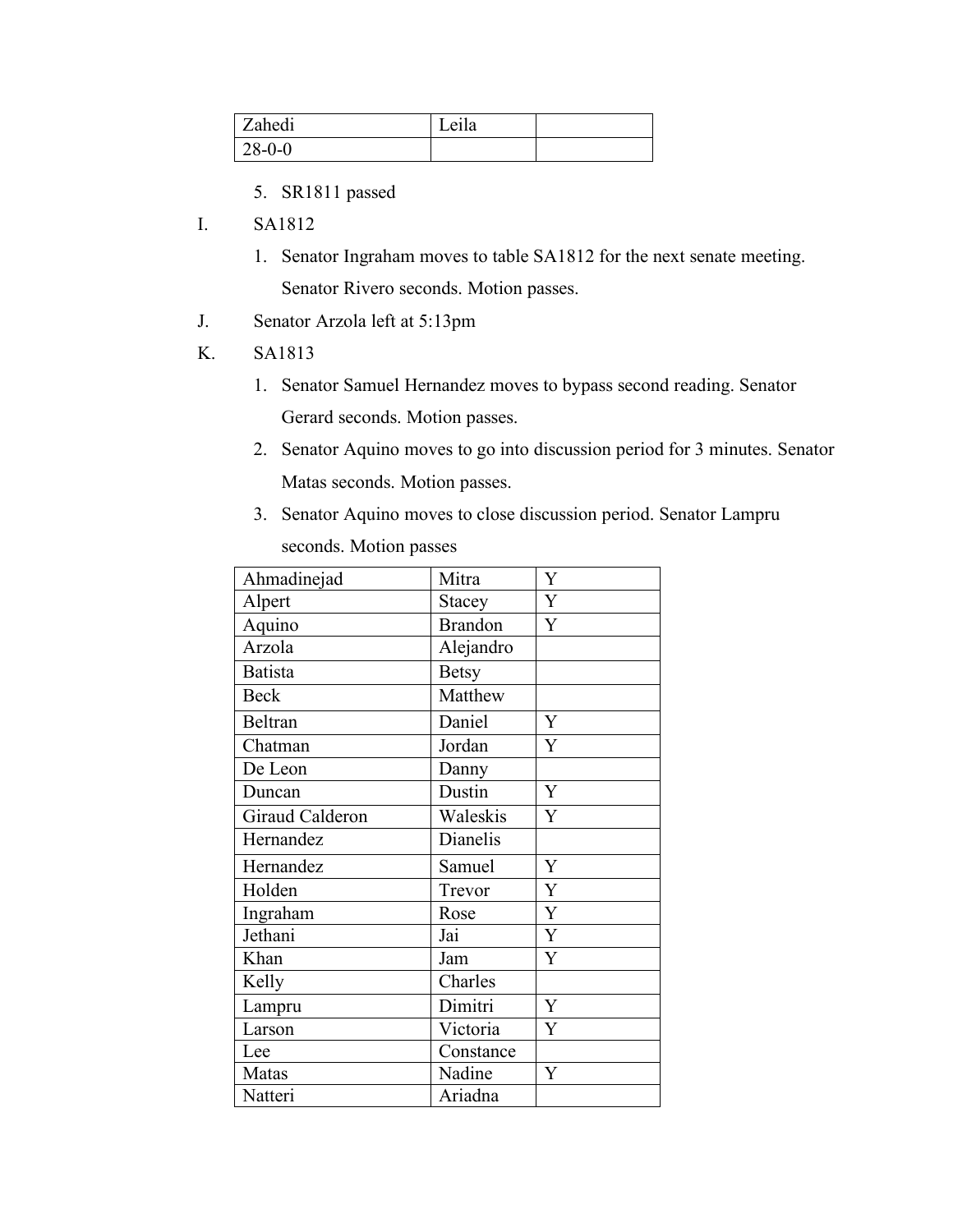| Zahedi | Leila | |
|---|---|---|
| 28-0-0 | | |

5. SR1811 passed

I. SA1812

1. Senator Ingraham moves to table SA1812 for the next senate meeting. Senator Rivero seconds. Motion passes.

J. Senator Arzola left at 5:13pm

K. SA1813

1. Senator Samuel Hernandez moves to bypass second reading. Senator Gerard seconds. Motion passes.
2. Senator Aquino moves to go into discussion period for 3 minutes. Senator Matas seconds. Motion passes.
3. Senator Aquino moves to close discussion period. Senator Lampru seconds. Motion passes

| Ahmadinejad | Mitra | Y |
|---|---|---|
| Alpert | Stacey | Y |
| Aquino | Brandon | Y |
| Arzola | Alejandro | |
| Batista | Betsy | |
| Beck | Matthew | |
| Beltran | Daniel | Y |
| Chatman | Jordan | Y |
| De Leon | Danny | |
| Duncan | Dustin | Y |
| Giraud Calderon | Waleskis | Y |
| Hernandez | Dianelis | |
| Hernandez | Samuel | Y |
| Holden | Trevor | Y |
| Ingraham | Rose | Y |
| Jethani | Jai | Y |
| Khan | Jam | Y |
| Kelly | Charles | |
| Lampru | Dimitri | Y |
| Larson | Victoria | Y |
| Lee | Constance | |
| Matas | Nadine | Y |
| Natteri | Ariadna | |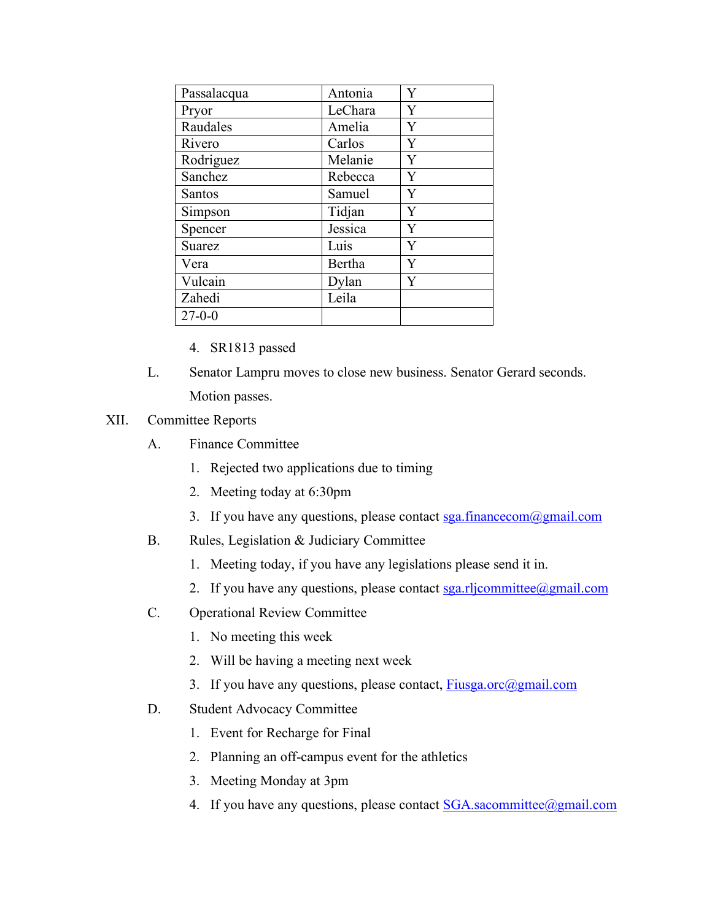| Passalacqua | Antonia | Y |
|---|---|---|
| Pryor | LeChara | Y |
| Raudales | Amelia | Y |
| Rivero | Carlos | Y |
| Rodriguez | Melanie | Y |
| Sanchez | Rebecca | Y |
| Santos | Samuel | Y |
| Simpson | Tidjan | Y |
| Spencer | Jessica | Y |
| Suarez | Luis | Y |
| Vera | Bertha | Y |
| Vulcain | Dylan | Y |
| Zahedi | Leila | |
| 27-0-0 | | |

4. SR1813 passed

L. Senator Lampru moves to close new business. Senator Gerard seconds. Motion passes.

XII. Committee Reports

A. Finance Committee

1. Rejected two applications due to timing
2. Meeting today at 6:30pm
3. If you have any questions, please contact sga.financecom@gmail.com

B. Rules, Legislation & Judiciary Committee

1. Meeting today, if you have any legislations please send it in.
2. If you have any questions, please contact sga.rljcommittee@gmail.com

C. Operational Review Committee

1. No meeting this week
2. Will be having a meeting next week
3. If you have any questions, please contact, Fiusga.orc@gmail.com

D. Student Advocacy Committee

1. Event for Recharge for Final
2. Planning an off-campus event for the athletics
3. Meeting Monday at 3pm
4. If you have any questions, please contact SGA.sacommittee@gmail.com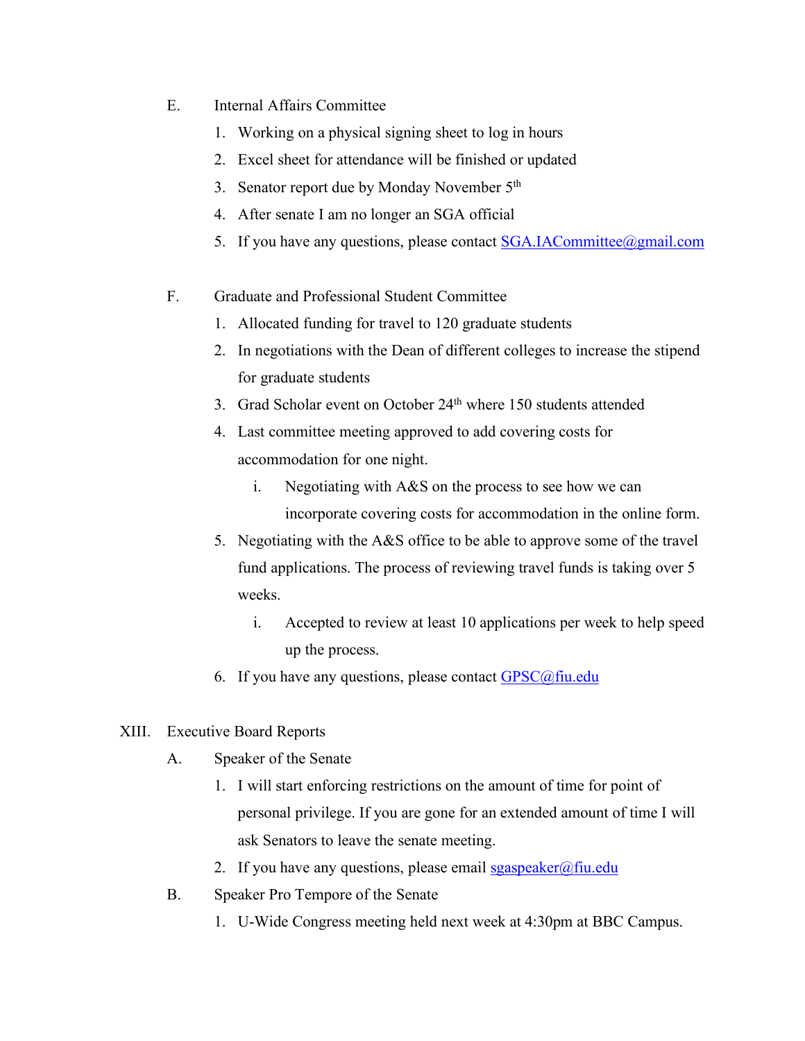E. Internal Affairs Committee

1. Working on a physical signing sheet to log in hours
2. Excel sheet for attendance will be finished or updated
3. Senator report due by Monday November 5th
4. After senate I am no longer an SGA official
5. If you have any questions, please contact SGA.IACommittee@gmail.com

F. Graduate and Professional Student Committee

1. Allocated funding for travel to 120 graduate students
2. In negotiations with the Dean of different colleges to increase the stipend for graduate students
3. Grad Scholar event on October 24th where 150 students attended
4. Last committee meeting approved to add covering costs for accommodation for one night.
   i. Negotiating with A&S on the process to see how we can incorporate covering costs for accommodation in the online form.
5. Negotiating with the A&S office to be able to approve some of the travel fund applications. The process of reviewing travel funds is taking over 5 weeks.
   i. Accepted to review at least 10 applications per week to help speed up the process.
6. If you have any questions, please contact GPSC@fiu.edu

XIII. Executive Board Reports

A. Speaker of the Senate

1. I will start enforcing restrictions on the amount of time for point of personal privilege. If you are gone for an extended amount of time I will ask Senators to leave the senate meeting.
2. If you have any questions, please email sgaspeaker@fiu.edu

B. Speaker Pro Tempore of the Senate

1. U-Wide Congress meeting held next week at 4:30pm at BBC Campus.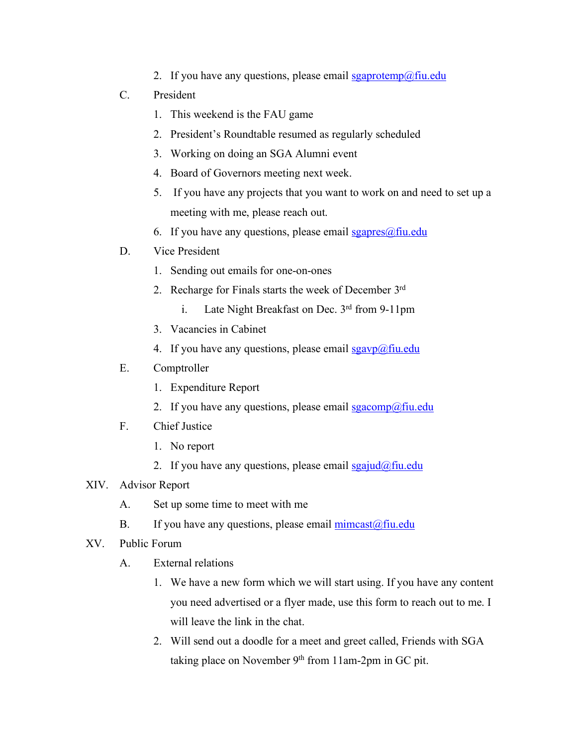2. If you have any questions, please email sgaprotemp@fiu.edu

C. President

1. This weekend is the FAU game
2. President's Roundtable resumed as regularly scheduled
3. Working on doing an SGA Alumni event
4. Board of Governors meeting next week.
5. If you have any projects that you want to work on and need to set up a meeting with me, please reach out.
6. If you have any questions, please email sgapres@fiu.edu

D. Vice President

1. Sending out emails for one-on-ones
2. Recharge for Finals starts the week of December 3rd
   i. Late Night Breakfast on Dec. 3rd from 9-11pm
3. Vacancies in Cabinet
4. If you have any questions, please email sgavp@fiu.edu

E. Comptroller

1. Expenditure Report
2. If you have any questions, please email sgacomp@fiu.edu

F. Chief Justice

1. No report
2. If you have any questions, please email sgajud@fiu.edu

XIV. Advisor Report

A. Set up some time to meet with me

B. If you have any questions, please email mimcast@fiu.edu

XV. Public Forum

A. External relations

1. We have a new form which we will start using. If you have any content you need advertised or a flyer made, use this form to reach out to me. I will leave the link in the chat.
2. Will send out a doodle for a meet and greet called, Friends with SGA taking place on November 9th from 11am-2pm in GC pit.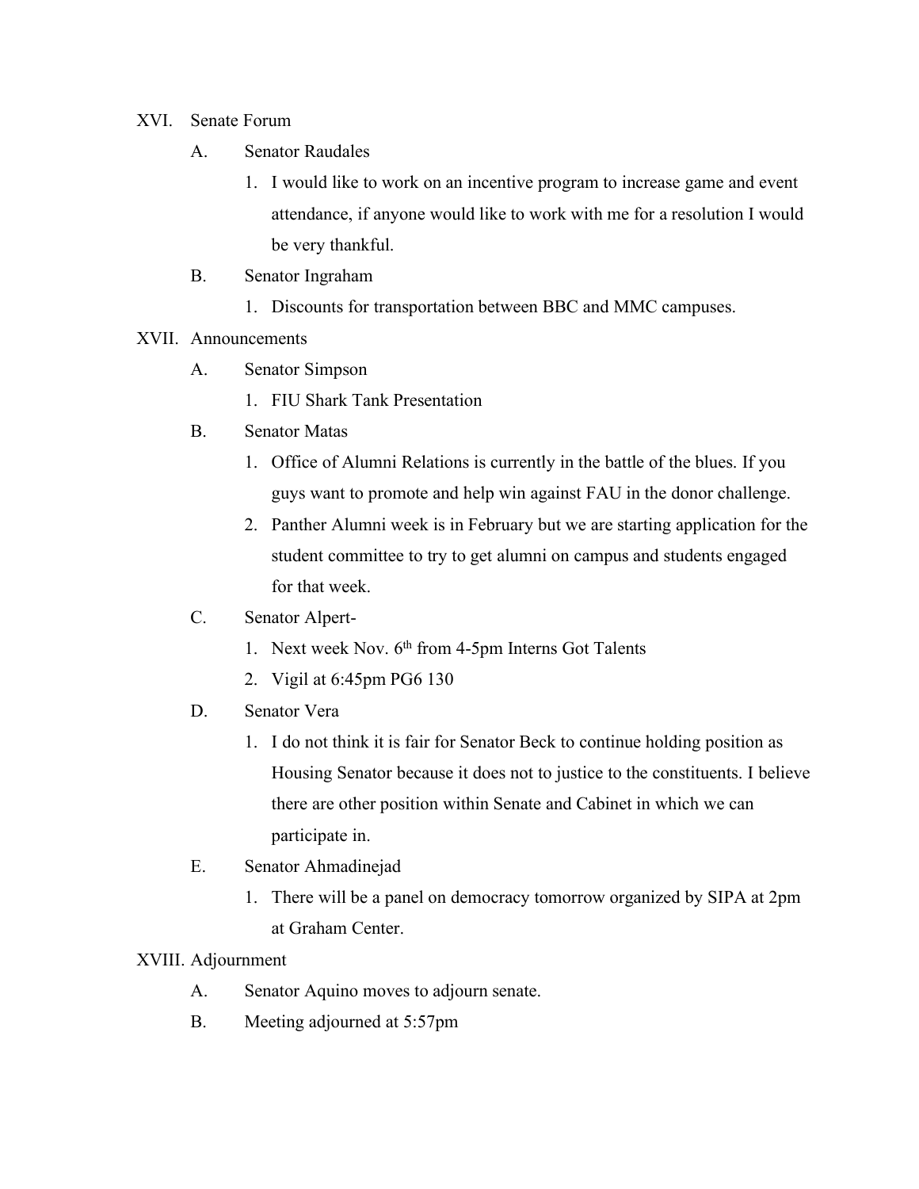XVI. Senate Forum

A. Senator Raudales

1. I would like to work on an incentive program to increase game and event attendance, if anyone would like to work with me for a resolution I would be very thankful.

B. Senator Ingraham

1. Discounts for transportation between BBC and MMC campuses.

XVII. Announcements

A. Senator Simpson

1. FIU Shark Tank Presentation

B. Senator Matas

1. Office of Alumni Relations is currently in the battle of the blues. If you guys want to promote and help win against FAU in the donor challenge.
2. Panther Alumni week is in February but we are starting application for the student committee to try to get alumni on campus and students engaged for that week.

C. Senator Alpert-

1. Next week Nov. 6th from 4-5pm Interns Got Talents
2. Vigil at 6:45pm PG6 130

D. Senator Vera

1. I do not think it is fair for Senator Beck to continue holding position as Housing Senator because it does not to justice to the constituents. I believe there are other position within Senate and Cabinet in which we can participate in.

E. Senator Ahmadinejad

1. There will be a panel on democracy tomorrow organized by SIPA at 2pm at Graham Center.

XVIII. Adjournment

A. Senator Aquino moves to adjourn senate.

B. Meeting adjourned at 5:57pm